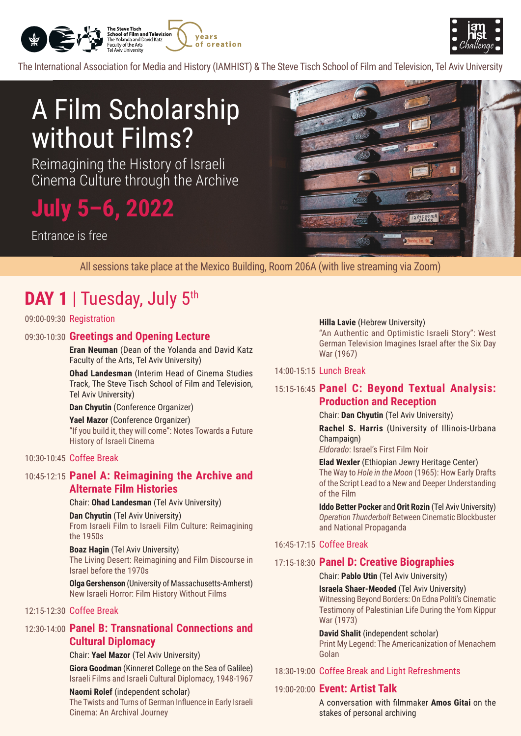The Steve Tisch School of Film and Television
The Yolanda and David Katz Faculty of the Arts
Tel Aviv University

50 years of creation

iam hist Challenge

The International Association for Media and History (IAMHIST) & The Steve Tisch School of Film and Television, Tel Aviv University

# A Film Scholarship without Films?

## Reimagining the History of Israeli Cinema Culture through the Archive

## July 5–6, 2022

Entrance is free

All sessions take place at the Mexico Building, Room 206A (with live streaming via Zoom)

## DAY 1 | Tuesday, July 5th

09:00-09:30 Registration

09:30-10:30 **Greetings and Opening Lecture**

**Eran Neuman** (Dean of the Yolanda and David Katz Faculty of the Arts, Tel Aviv University)

**Ohad Landesman** (Interim Head of Cinema Studies Track, The Steve Tisch School of Film and Television, Tel Aviv University)

**Dan Chyutin** (Conference Organizer)

**Yael Mazor** (Conference Organizer)
"If you build it, they will come": Notes Towards a Future History of Israeli Cinema

10:30-10:45 Coffee Break

10:45-12:15 **Panel A: Reimagining the Archive and Alternate Film Histories**

Chair: **Ohad Landesman** (Tel Aviv University)

**Dan Chyutin** (Tel Aviv University)
From Israeli Film to Israeli Film Culture: Reimagining the 1950s

**Boaz Hagin** (Tel Aviv University)
The Living Desert: Reimagining and Film Discourse in Israel before the 1970s

**Olga Gershenson** (University of Massachusetts-Amherst)
New Israeli Horror: Film History Without Films

12:15-12:30 Coffee Break

12:30-14:00 **Panel B: Transnational Connections and Cultural Diplomacy**

Chair: **Yael Mazor** (Tel Aviv University)

**Giora Goodman** (Kinneret College on the Sea of Galilee)
Israeli Films and Israeli Cultural Diplomacy, 1948-1967

**Naomi Rolef** (independent scholar)
The Twists and Turns of German Influence in Early Israeli Cinema: An Archival Journey

**Hilla Lavie** (Hebrew University)
"An Authentic and Optimistic Israeli Story": West German Television Imagines Israel after the Six Day War (1967)

14:00-15:15 Lunch Break

15:15-16:45 **Panel C: Beyond Textual Analysis: Production and Reception**

Chair: **Dan Chyutin** (Tel Aviv University)

**Rachel S. Harris** (University of Illinois-Urbana Champaign)
*Eldorado*: Israel's First Film Noir

**Elad Wexler** (Ethiopian Jewry Heritage Center)
The Way to *Hole in the Moon* (1965): How Early Drafts of the Script Lead to a New and Deeper Understanding of the Film

**Iddo Better Pocker** and **Orit Rozin** (Tel Aviv University)
*Operation Thunderbolt* Between Cinematic Blockbuster and National Propaganda

16:45-17:15 Coffee Break

17:15-18:30 **Panel D: Creative Biographies**

Chair: **Pablo Utin** (Tel Aviv University)

**Israela Shaer-Meoded** (Tel Aviv University)
Witnessing Beyond Borders: On Edna Politi's Cinematic Testimony of Palestinian Life During the Yom Kippur War (1973)

**David Shalit** (independent scholar)
Print My Legend: The Americanization of Menachem Golan

18:30-19:00 Coffee Break and Light Refreshments

19:00-20:00 **Event: Artist Talk**

A conversation with filmmaker **Amos Gitai** on the stakes of personal archiving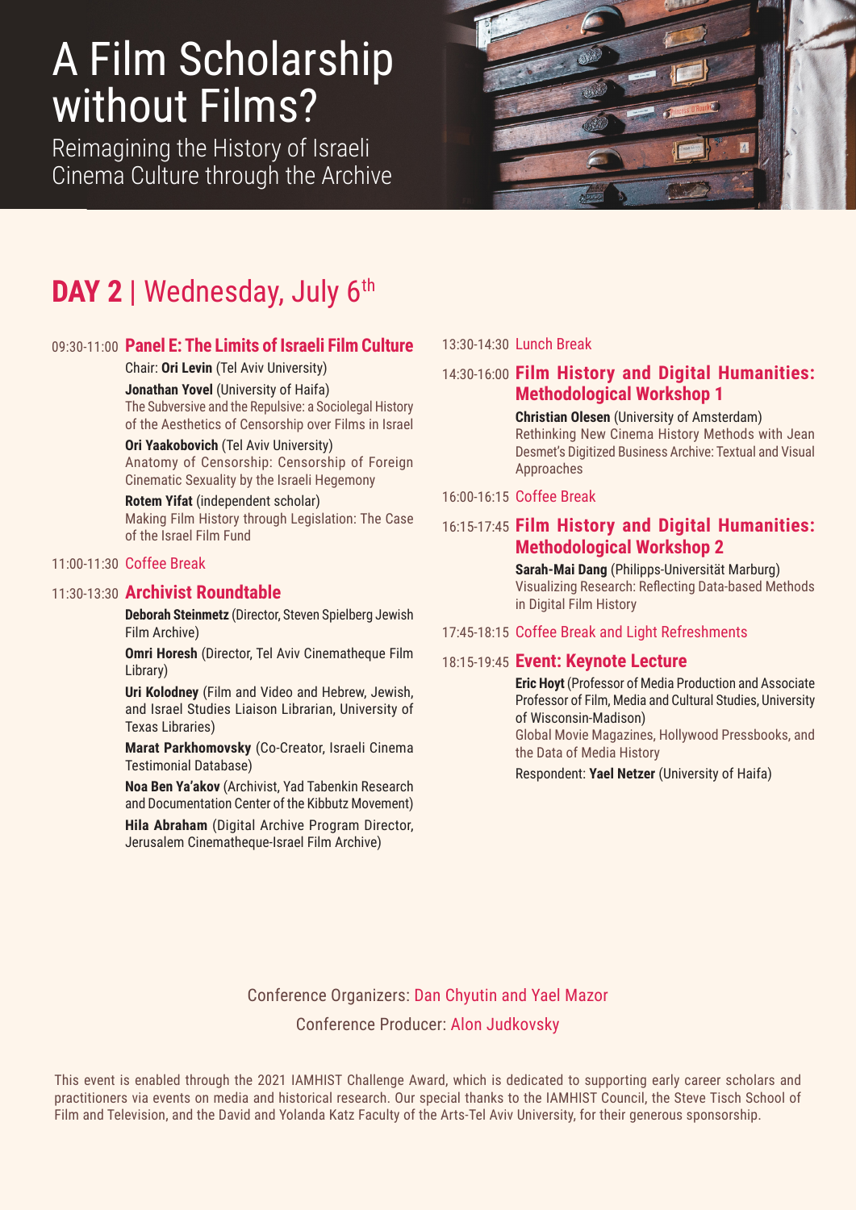# A Film Scholarship without Films?

Reimagining the History of Israeli Cinema Culture through the Archive

## DAY 2 | Wednesday, July 6th

09:30-11:00 **Panel E: The Limits of Israeli Film Culture**

Chair: **Ori Levin** (Tel Aviv University)

**Jonathan Yovel** (University of Haifa)
The Subversive and the Repulsive: a Sociolegal History of the Aesthetics of Censorship over Films in Israel

**Ori Yaakobovich** (Tel Aviv University)
Anatomy of Censorship: Censorship of Foreign Cinematic Sexuality by the Israeli Hegemony

**Rotem Yifat** (independent scholar)
Making Film History through Legislation: The Case of the Israel Film Fund

11:00-11:30 Coffee Break

11:30-13:30 **Archivist Roundtable**

**Deborah Steinmetz** (Director, Steven Spielberg Jewish Film Archive)

**Omri Horesh** (Director, Tel Aviv Cinematheque Film Library)

**Uri Kolodney** (Film and Video and Hebrew, Jewish, and Israel Studies Liaison Librarian, University of Texas Libraries)

**Marat Parkhomovsky** (Co-Creator, Israeli Cinema Testimonial Database)

**Noa Ben Ya'akov** (Archivist, Yad Tabenkin Research and Documentation Center of the Kibbutz Movement)

**Hila Abraham** (Digital Archive Program Director, Jerusalem Cinematheque-Israel Film Archive)

13:30-14:30 Lunch Break

14:30-16:00 **Film History and Digital Humanities: Methodological Workshop 1**

**Christian Olesen** (University of Amsterdam)
Rethinking New Cinema History Methods with Jean Desmet's Digitized Business Archive: Textual and Visual Approaches

16:00-16:15 Coffee Break

16:15-17:45 **Film History and Digital Humanities: Methodological Workshop 2**

**Sarah-Mai Dang** (Philipps-Universität Marburg)
Visualizing Research: Reflecting Data-based Methods in Digital Film History

17:45-18:15 Coffee Break and Light Refreshments

18:15-19:45 **Event: Keynote Lecture**

**Eric Hoyt** (Professor of Media Production and Associate Professor of Film, Media and Cultural Studies, University of Wisconsin-Madison)
Global Movie Magazines, Hollywood Pressbooks, and the Data of Media History

Respondent: **Yael Netzer** (University of Haifa)

Conference Organizers: Dan Chyutin and Yael Mazor

Conference Producer: Alon Judkovsky

This event is enabled through the 2021 IAMHIST Challenge Award, which is dedicated to supporting early career scholars and practitioners via events on media and historical research. Our special thanks to the IAMHIST Council, the Steve Tisch School of Film and Television, and the David and Yolanda Katz Faculty of the Arts-Tel Aviv University, for their generous sponsorship.